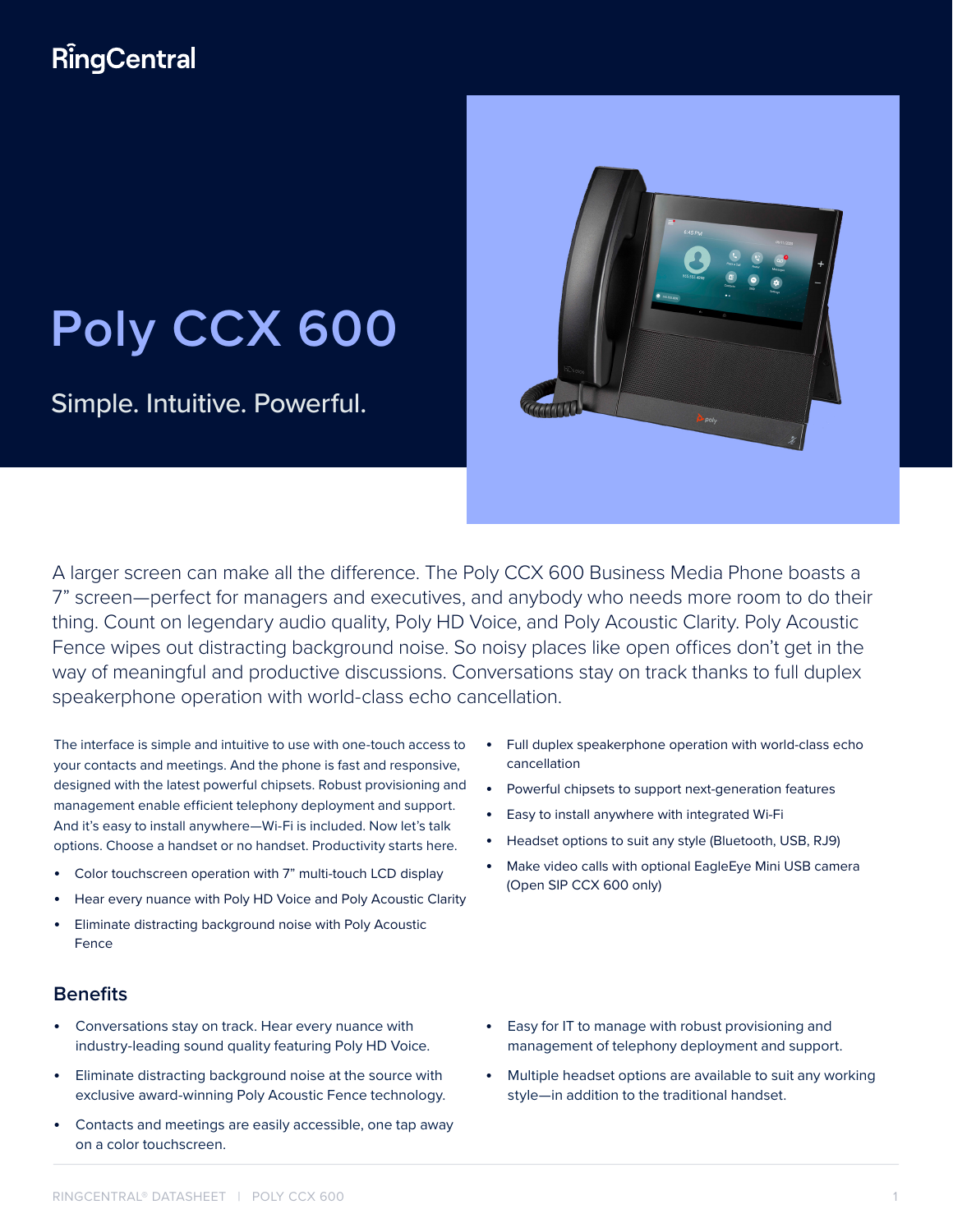RingCentral

# Poly CCX 600

Simple. Intuitive. Powerful.

A larger screen can make all the difference. The Poly CCX 600 Business Media Phone boasts a 7" screen—perfect for managers and executives, and anybody who needs more room to do their thing. Count on legendary audio quality, Poly HD Voice, and Poly Acoustic Clarity. Poly Acoustic Fence wipes out distracting background noise. So noisy places like open offices don't get in the way of meaningful and productive discussions. Conversations stay on track thanks to full duplex speakerphone operation with world-class echo cancellation.

The interface is simple and intuitive to use with one-touch access to your contacts and meetings. And the phone is fast and responsive, designed with the latest powerful chipsets. Robust provisioning and management enable efficient telephony deployment and support. And it's easy to install anywhere—Wi-Fi is included. Now let's talk options. Choose a handset or no handset. Productivity starts here.

- Color touchscreen operation with 7" multi-touch LCD display
- Hear every nuance with Poly HD Voice and Poly Acoustic Clarity
- Eliminate distracting background noise with Poly Acoustic Fence
- Full duplex speakerphone operation with world-class echo cancellation
- Powerful chipsets to support next-generation features
- Easy to install anywhere with integrated Wi-Fi
- Headset options to suit any style (Bluetooth, USB, RJ9)
- Make video calls with optional EagleEye Mini USB camera (Open SIP CCX 600 only)

## Benefits

- Conversations stay on track. Hear every nuance with industry-leading sound quality featuring Poly HD Voice.
- Eliminate distracting background noise at the source with exclusive award-winning Poly Acoustic Fence technology.
- Contacts and meetings are easily accessible, one tap away on a color touchscreen.
- Easy for IT to manage with robust provisioning and management of telephony deployment and support.
- Multiple headset options are available to suit any working style—in addition to the traditional handset.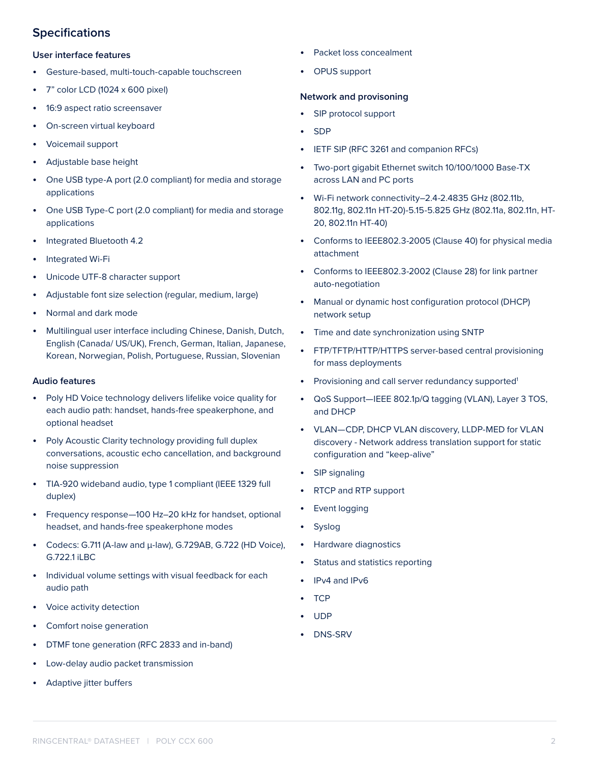## Specifications

### User interface features

- Gesture-based, multi-touch-capable touchscreen
- 7" color LCD (1024 x 600 pixel)
- 16:9 aspect ratio screensaver
- On-screen virtual keyboard
- Voicemail support
- Adjustable base height
- One USB type-A port (2.0 compliant) for media and storage applications
- One USB Type-C port (2.0 compliant) for media and storage applications
- Integrated Bluetooth 4.2
- Integrated Wi-Fi
- Unicode UTF-8 character support
- Adjustable font size selection (regular, medium, large)
- Normal and dark mode
- Multilingual user interface including Chinese, Danish, Dutch, English (Canada/ US/UK), French, German, Italian, Japanese, Korean, Norwegian, Polish, Portuguese, Russian, Slovenian

### Audio features

- Poly HD Voice technology delivers lifelike voice quality for each audio path: handset, hands-free speakerphone, and optional headset
- Poly Acoustic Clarity technology providing full duplex conversations, acoustic echo cancellation, and background noise suppression
- TIA-920 wideband audio, type 1 compliant (IEEE 1329 full duplex)
- Frequency response—100 Hz–20 kHz for handset, optional headset, and hands-free speakerphone modes
- Codecs: G.711 (A-law and μ-law), G.729AB, G.722 (HD Voice), G.722.1 iLBC
- Individual volume settings with visual feedback for each audio path
- Voice activity detection
- Comfort noise generation
- DTMF tone generation (RFC 2833 and in-band)
- Low-delay audio packet transmission
- Adaptive jitter buffers
- Packet loss concealment
- OPUS support

### Network and provisoning

- SIP protocol support
- SDP
- IETF SIP (RFC 3261 and companion RFCs)
- Two-port gigabit Ethernet switch 10/100/1000 Base-TX across LAN and PC ports
- Wi-Fi network connectivity–2.4-2.4835 GHz (802.11b, 802.11g, 802.11n HT-20)-5.15-5.825 GHz (802.11a, 802.11n, HT-20, 802.11n HT-40)
- Conforms to IEEE802.3-2005 (Clause 40) for physical media attachment
- Conforms to IEEE802.3-2002 (Clause 28) for link partner auto-negotiation
- Manual or dynamic host configuration protocol (DHCP) network setup
- Time and date synchronization using SNTP
- FTP/TFTP/HTTP/HTTPS server-based central provisioning for mass deployments
- Provisioning and call server redundancy supported[1]
- QoS Support—IEEE 802.1p/Q tagging (VLAN), Layer 3 TOS, and DHCP
- VLAN—CDP, DHCP VLAN discovery, LLDP-MED for VLAN discovery - Network address translation support for static configuration and "keep-alive"
- SIP signaling
- RTCP and RTP support
- Event logging
- Syslog
- Hardware diagnostics
- Status and statistics reporting
- IPv4 and IPv6
- TCP
- UDP
- DNS-SRV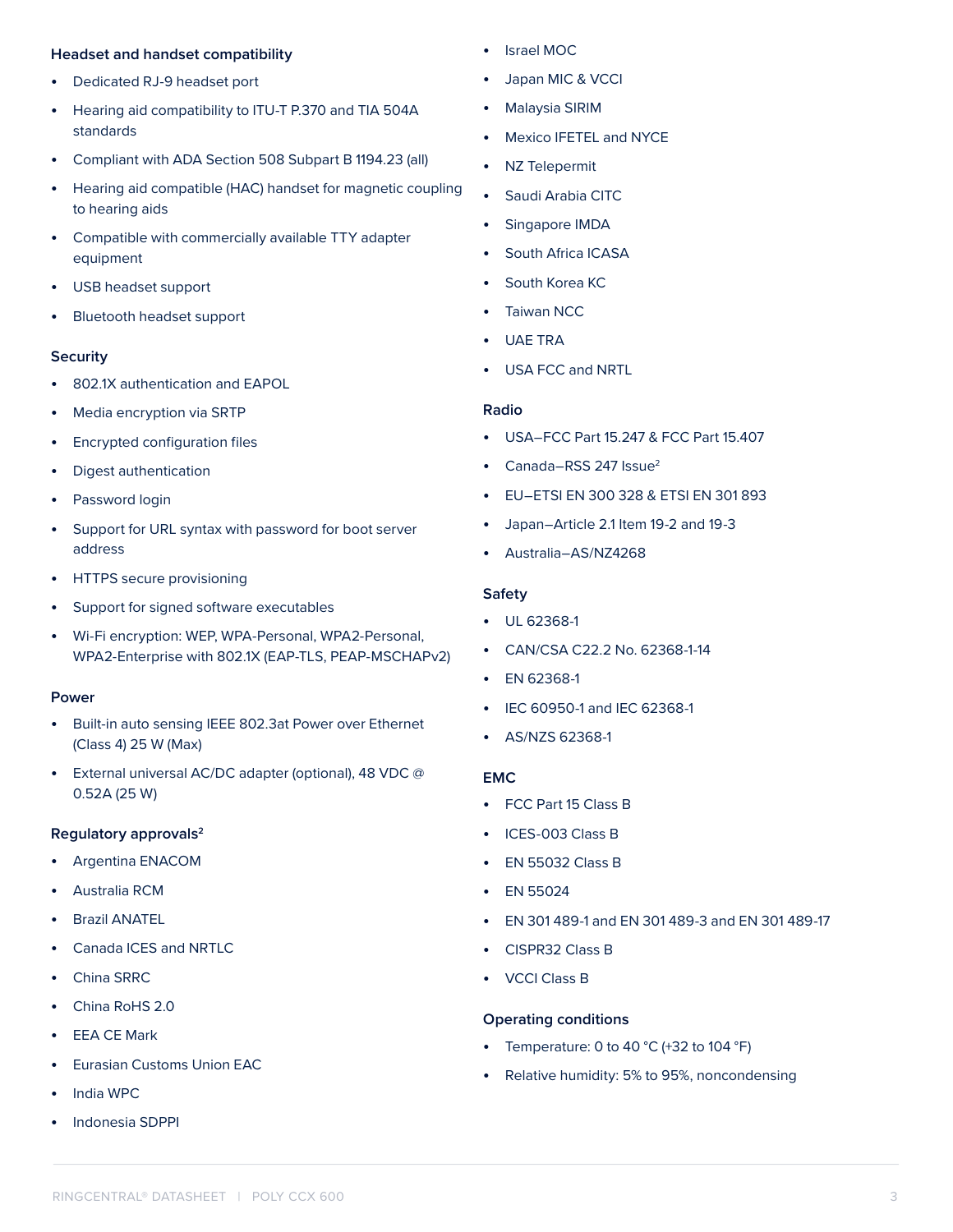### Headset and handset compatibility

- Dedicated RJ-9 headset port
- Hearing aid compatibility to ITU-T P.370 and TIA 504A standards
- Compliant with ADA Section 508 Subpart B 1194.23 (all)
- Hearing aid compatible (HAC) handset for magnetic coupling to hearing aids
- Compatible with commercially available TTY adapter equipment
- USB headset support
- Bluetooth headset support

### Security

- 802.1X authentication and EAPOL
- Media encryption via SRTP
- Encrypted configuration files
- Digest authentication
- Password login
- Support for URL syntax with password for boot server address
- HTTPS secure provisioning
- Support for signed software executables
- Wi-Fi encryption: WEP, WPA-Personal, WPA2-Personal, WPA2-Enterprise with 802.1X (EAP-TLS, PEAP-MSCHAPv2)

### Power

- Built-in auto sensing IEEE 802.3at Power over Ethernet (Class 4) 25 W (Max)
- External universal AC/DC adapter (optional), 48 VDC @ 0.52A (25 W)

### Regulatory approvals[2]

- Argentina ENACOM
- Australia RCM
- Brazil ANATEL
- Canada ICES and NRTLC
- China SRRC
- China RoHS 2.0
- EEA CE Mark
- Eurasian Customs Union EAC
- India WPC
- Indonesia SDPPI
- Israel MOC
- Japan MIC & VCCI
- Malaysia SIRIM
- Mexico IFETEL and NYCE
- NZ Telepermit
- Saudi Arabia CITC
- Singapore IMDA
- South Africa ICASA
- South Korea KC
- Taiwan NCC
- UAE TRA
- USA FCC and NRTL

### Radio

- USA–FCC Part 15.247 & FCC Part 15.407
- Canada–RSS 247 Issue[2]
- EU–ETSI EN 300 328 & ETSI EN 301 893
- Japan–Article 2.1 Item 19-2 and 19-3
- Australia–AS/NZ4268

### Safety

- UL 62368-1
- CAN/CSA C22.2 No. 62368-1-14
- EN 62368-1
- IEC 60950-1 and IEC 62368-1
- AS/NZS 62368-1

### EMC

- FCC Part 15 Class B
- ICES-003 Class B
- EN 55032 Class B
- EN 55024
- EN 301 489-1 and EN 301 489-3 and EN 301 489-17
- CISPR32 Class B
- VCCI Class B

### Operating conditions

- Temperature: 0 to 40 °C (+32 to 104 °F)
- Relative humidity: 5% to 95%, noncondensing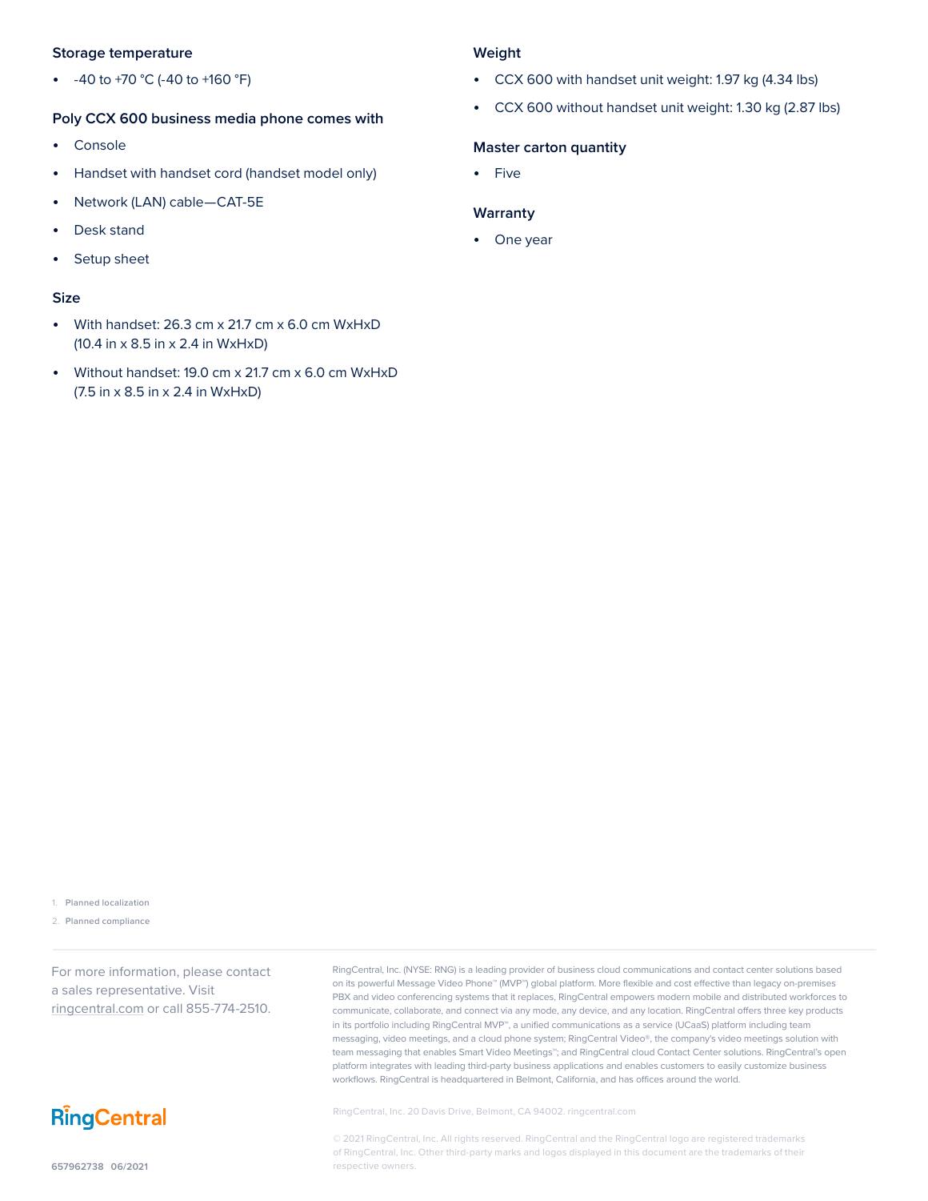### Storage temperature

- -40 to +70 °C (-40 to +160 °F)

### Poly CCX 600 business media phone comes with

- Console
- Handset with handset cord (handset model only)
- Network (LAN) cable—CAT-5E
- Desk stand
- Setup sheet

### Size

- With handset: 26.3 cm x 21.7 cm x 6.0 cm WxHxD (10.4 in x 8.5 in x 2.4 in WxHxD)
- Without handset: 19.0 cm x 21.7 cm x 6.0 cm WxHxD (7.5 in x 8.5 in x 2.4 in WxHxD)

### Weight

- CCX 600 with handset unit weight: 1.97 kg (4.34 lbs)
- CCX 600 without handset unit weight: 1.30 kg (2.87 lbs)

### Master carton quantity

- Five

### Warranty

- One year

1. Planned localization
2. Planned compliance

For more information, please contact a sales representative. Visit ringcentral.com or call 855-774-2510.

RingCentral, Inc. (NYSE: RNG) is a leading provider of business cloud communications and contact center solutions based on its powerful Message Video Phone™ (MVP™) global platform. More flexible and cost effective than legacy on-premises PBX and video conferencing systems that it replaces, RingCentral empowers modern mobile and distributed workforces to communicate, collaborate, and connect via any mode, any device, and any location. RingCentral offers three key products in its portfolio including RingCentral MVP™, a unified communications as a service (UCaaS) platform including team messaging, video meetings, and a cloud phone system; RingCentral Video®, the company's video meetings solution with team messaging that enables Smart Video Meetings™; and RingCentral cloud Contact Center solutions. RingCentral's open platform integrates with leading third-party business applications and enables customers to easily customize business workflows. RingCentral is headquartered in Belmont, California, and has offices around the world.

RingCentral

RingCentral, Inc. 20 Davis Drive, Belmont, CA 94002. ringcentral.com

© 2021 RingCentral, Inc. All rights reserved. RingCentral and the RingCentral logo are registered trademarks of RingCentral, Inc. Other third-party marks and logos displayed in this document are the trademarks of their respective owners.

657962738 06/2021